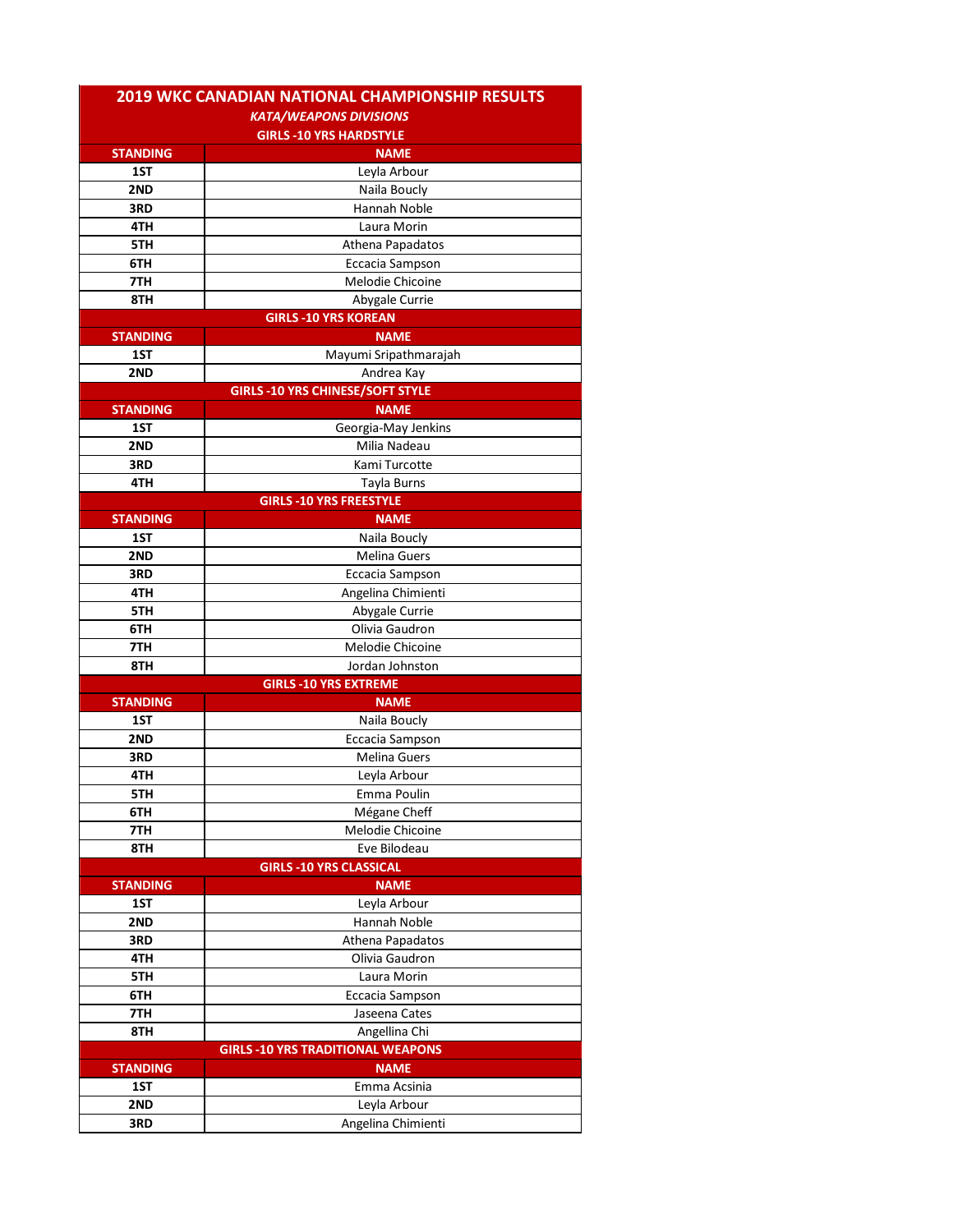# 2019 WKC CANADIAN NATIONAL CHAMPIONSHIP RESULTS

## *KATA/WEAPONS DIVISIONS*

### GIRLS -10 YRS HARDSTYLE

| STANDING | NAME |
|---|---|
| 1ST | Leyla Arbour |
| 2ND | Naila Boucly |
| 3RD | Hannah Noble |
| 4TH | Laura Morin |
| 5TH | Athena Papadatos |
| 6TH | Eccacia Sampson |
| 7TH | Melodie Chicoine |
| 8TH | Abygale Currie |

### GIRLS -10 YRS KOREAN

| STANDING | NAME |
|---|---|
| 1ST | Mayumi Sripathmarajah |
| 2ND | Andrea Kay |

### GIRLS -10 YRS CHINESE/SOFT STYLE

| STANDING | NAME |
|---|---|
| 1ST | Georgia-May Jenkins |
| 2ND | Milia Nadeau |
| 3RD | Kami Turcotte |
| 4TH | Tayla Burns |

### GIRLS -10 YRS FREESTYLE

| STANDING | NAME |
|---|---|
| 1ST | Naila Boucly |
| 2ND | Melina Guers |
| 3RD | Eccacia Sampson |
| 4TH | Angelina Chimienti |
| 5TH | Abygale Currie |
| 6TH | Olivia Gaudron |
| 7TH | Melodie Chicoine |
| 8TH | Jordan Johnston |

### GIRLS -10 YRS EXTREME

| STANDING | NAME |
|---|---|
| 1ST | Naila Boucly |
| 2ND | Eccacia Sampson |
| 3RD | Melina Guers |
| 4TH | Leyla Arbour |
| 5TH | Emma Poulin |
| 6TH | Mégane Cheff |
| 7TH | Melodie Chicoine |
| 8TH | Eve Bilodeau |

### GIRLS -10 YRS CLASSICAL

| STANDING | NAME |
|---|---|
| 1ST | Leyla Arbour |
| 2ND | Hannah Noble |
| 3RD | Athena Papadatos |
| 4TH | Olivia Gaudron |
| 5TH | Laura Morin |
| 6TH | Eccacia Sampson |
| 7TH | Jaseena Cates |
| 8TH | Angellina Chi |

### GIRLS -10 YRS TRADITIONAL WEAPONS

| STANDING | NAME |
|---|---|
| 1ST | Emma Acsinia |
| 2ND | Leyla Arbour |
| 3RD | Angelina Chimienti |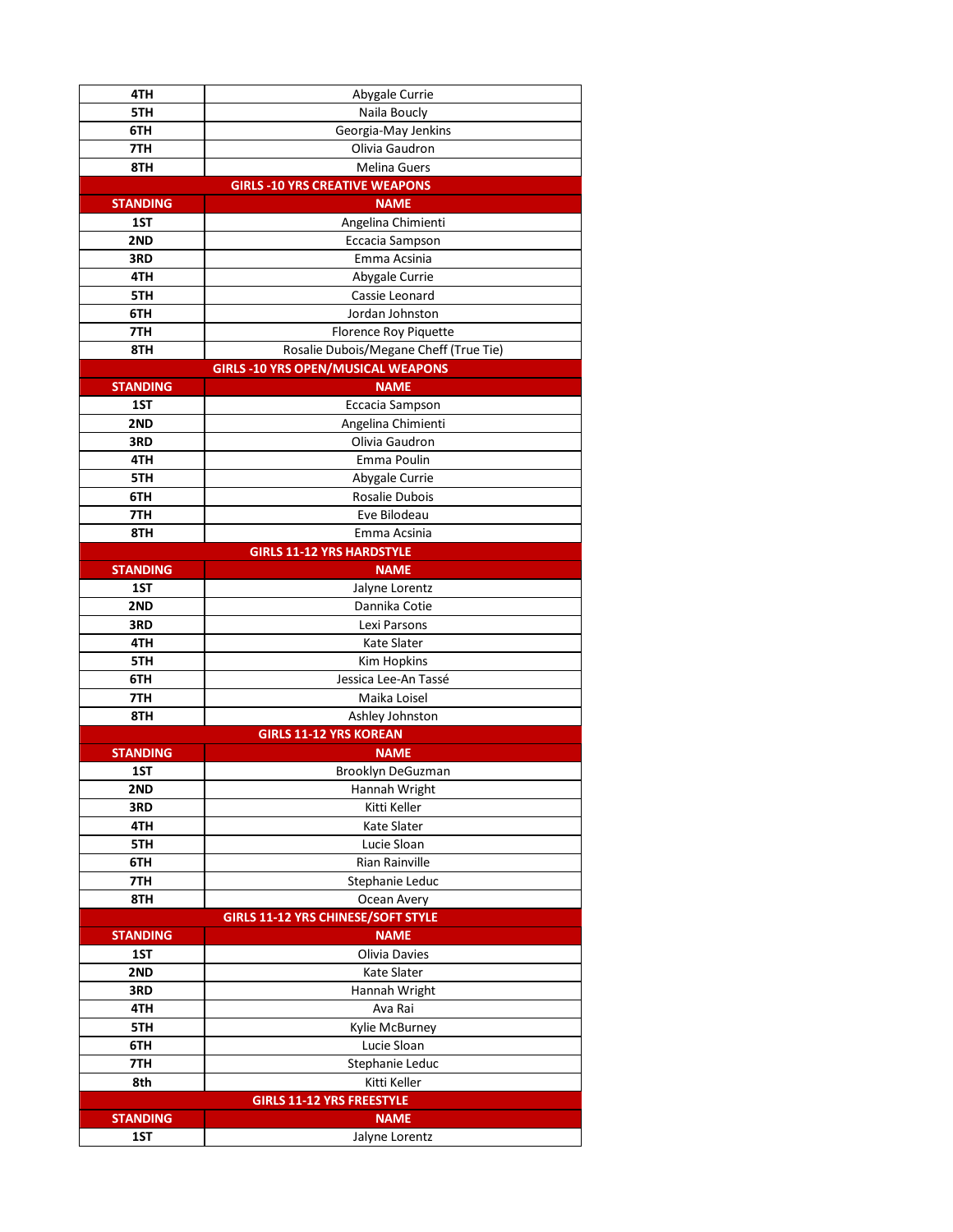| STANDING | NAME |
| --- | --- |
| 4TH | Abygale Currie |
| 5TH | Naila Boucly |
| 6TH | Georgia-May Jenkins |
| 7TH | Olivia Gaudron |
| 8TH | Melina Guers |

**GIRLS -10 YRS CREATIVE WEAPONS**

| STANDING | NAME |
| --- | --- |
| 1ST | Angelina Chimienti |
| 2ND | Eccacia Sampson |
| 3RD | Emma Acsinia |
| 4TH | Abygale Currie |
| 5TH | Cassie Leonard |
| 6TH | Jordan Johnston |
| 7TH | Florence Roy Piquette |
| 8TH | Rosalie Dubois/Megane Cheff (True Tie) |

**GIRLS -10 YRS OPEN/MUSICAL WEAPONS**

| STANDING | NAME |
| --- | --- |
| 1ST | Eccacia Sampson |
| 2ND | Angelina Chimienti |
| 3RD | Olivia Gaudron |
| 4TH | Emma Poulin |
| 5TH | Abygale Currie |
| 6TH | Rosalie Dubois |
| 7TH | Eve Bilodeau |
| 8TH | Emma Acsinia |

**GIRLS 11-12 YRS HARDSTYLE**

| STANDING | NAME |
| --- | --- |
| 1ST | Jalyne Lorentz |
| 2ND | Dannika Cotie |
| 3RD | Lexi Parsons |
| 4TH | Kate Slater |
| 5TH | Kim Hopkins |
| 6TH | Jessica Lee-An Tassé |
| 7TH | Maika Loisel |
| 8TH | Ashley Johnston |

**GIRLS 11-12 YRS KOREAN**

| STANDING | NAME |
| --- | --- |
| 1ST | Brooklyn DeGuzman |
| 2ND | Hannah Wright |
| 3RD | Kitti Keller |
| 4TH | Kate Slater |
| 5TH | Lucie Sloan |
| 6TH | Rian Rainville |
| 7TH | Stephanie Leduc |
| 8TH | Ocean Avery |

**GIRLS 11-12 YRS CHINESE/SOFT STYLE**

| STANDING | NAME |
| --- | --- |
| 1ST | Olivia Davies |
| 2ND | Kate Slater |
| 3RD | Hannah Wright |
| 4TH | Ava Rai |
| 5TH | Kylie McBurney |
| 6TH | Lucie Sloan |
| 7TH | Stephanie Leduc |
| 8th | Kitti Keller |

**GIRLS 11-12 YRS FREESTYLE**

| STANDING | NAME |
| --- | --- |
| 1ST | Jalyne Lorentz |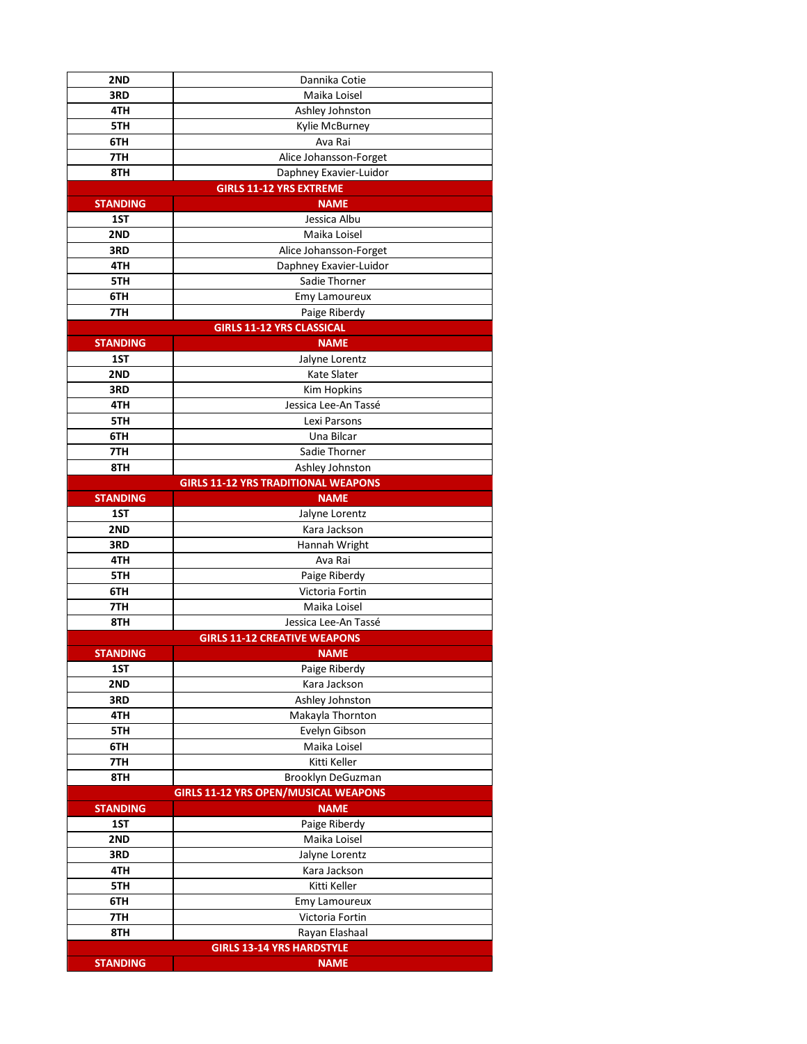| STANDING | NAME |
|---|---|
| 2ND | Dannika Cotie |
| 3RD | Maika Loisel |
| 4TH | Ashley Johnston |
| 5TH | Kylie McBurney |
| 6TH | Ava Rai |
| 7TH | Alice Johansson-Forget |
| 8TH | Daphney Exavier-Luidor |

**GIRLS 11-12 YRS EXTREME**

| STANDING | NAME |
|---|---|
| 1ST | Jessica Albu |
| 2ND | Maika Loisel |
| 3RD | Alice Johansson-Forget |
| 4TH | Daphney Exavier-Luidor |
| 5TH | Sadie Thorner |
| 6TH | Emy Lamoureux |
| 7TH | Paige Riberdy |

**GIRLS 11-12 YRS CLASSICAL**

| STANDING | NAME |
|---|---|
| 1ST | Jalyne Lorentz |
| 2ND | Kate Slater |
| 3RD | Kim Hopkins |
| 4TH | Jessica Lee-An Tassé |
| 5TH | Lexi Parsons |
| 6TH | Una Bilcar |
| 7TH | Sadie Thorner |
| 8TH | Ashley Johnston |

**GIRLS 11-12 YRS TRADITIONAL WEAPONS**

| STANDING | NAME |
|---|---|
| 1ST | Jalyne Lorentz |
| 2ND | Kara Jackson |
| 3RD | Hannah Wright |
| 4TH | Ava Rai |
| 5TH | Paige Riberdy |
| 6TH | Victoria Fortin |
| 7TH | Maika Loisel |
| 8TH | Jessica Lee-An Tassé |

**GIRLS 11-12 CREATIVE WEAPONS**

| STANDING | NAME |
|---|---|
| 1ST | Paige Riberdy |
| 2ND | Kara Jackson |
| 3RD | Ashley Johnston |
| 4TH | Makayla Thornton |
| 5TH | Evelyn Gibson |
| 6TH | Maika Loisel |
| 7TH | Kitti Keller |
| 8TH | Brooklyn DeGuzman |

**GIRLS 11-12 YRS OPEN/MUSICAL WEAPONS**

| STANDING | NAME |
|---|---|
| 1ST | Paige Riberdy |
| 2ND | Maika Loisel |
| 3RD | Jalyne Lorentz |
| 4TH | Kara Jackson |
| 5TH | Kitti Keller |
| 6TH | Emy Lamoureux |
| 7TH | Victoria Fortin |
| 8TH | Rayan Elashaal |

**GIRLS 13-14 YRS HARDSTYLE**

| STANDING | NAME |
|---|---|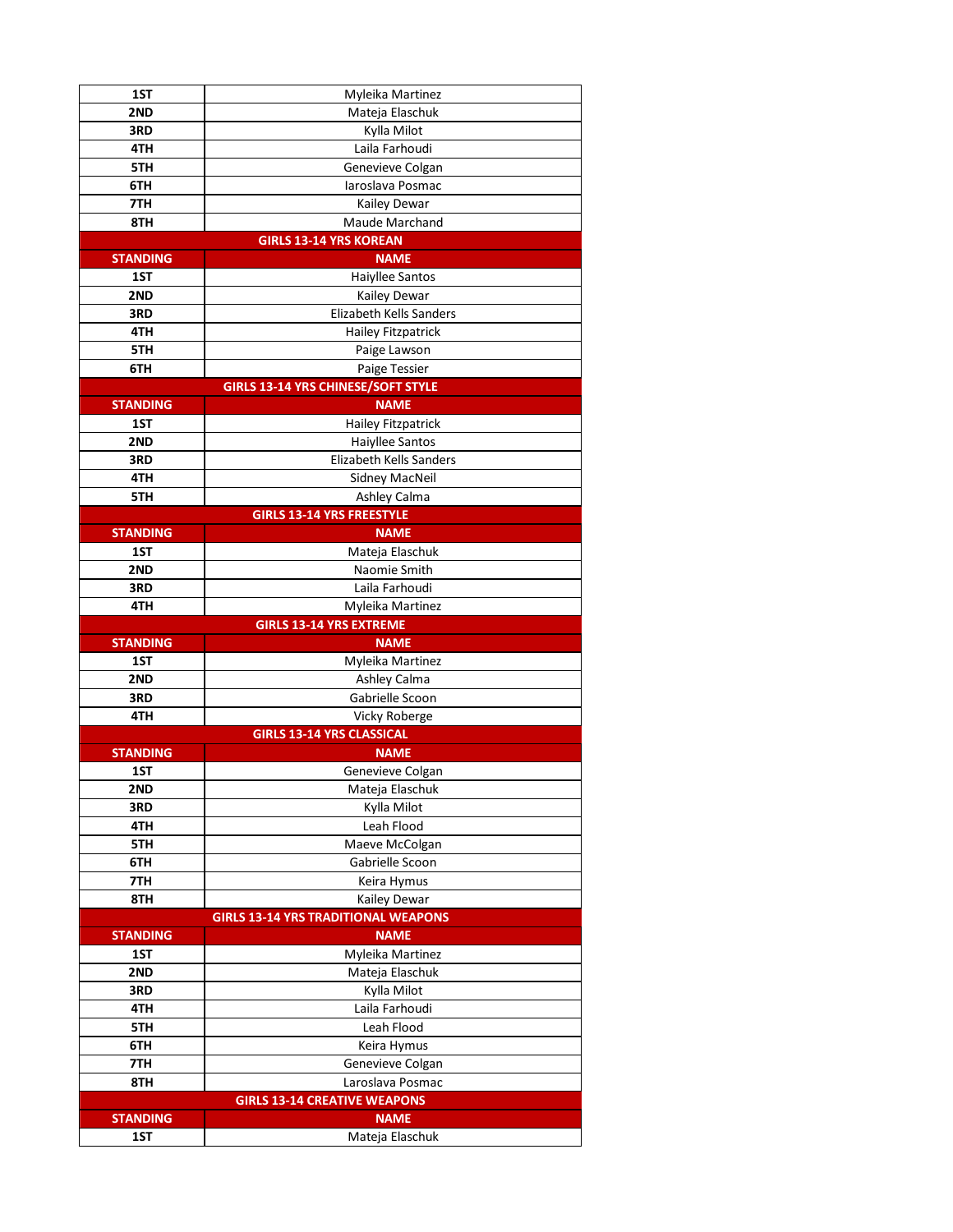| | |
|---|---|
| 1ST | Myleika Martinez |
| 2ND | Mateja Elaschuk |
| 3RD | Kylla Milot |
| 4TH | Laila Farhoudi |
| 5TH | Genevieve Colgan |
| 6TH | Iaroslava Posmac |
| 7TH | Kailey Dewar |
| 8TH | Maude Marchand |

**GIRLS 13-14 YRS KOREAN**

| STANDING | NAME |
|---|---|
| 1ST | Haiyllee Santos |
| 2ND | Kailey Dewar |
| 3RD | Elizabeth Kells Sanders |
| 4TH | Hailey Fitzpatrick |
| 5TH | Paige Lawson |
| 6TH | Paige Tessier |

**GIRLS 13-14 YRS CHINESE/SOFT STYLE**

| STANDING | NAME |
|---|---|
| 1ST | Hailey Fitzpatrick |
| 2ND | Haiyllee Santos |
| 3RD | Elizabeth Kells Sanders |
| 4TH | Sidney MacNeil |
| 5TH | Ashley Calma |

**GIRLS 13-14 YRS FREESTYLE**

| STANDING | NAME |
|---|---|
| 1ST | Mateja Elaschuk |
| 2ND | Naomie Smith |
| 3RD | Laila Farhoudi |
| 4TH | Myleika Martinez |

**GIRLS 13-14 YRS EXTREME**

| STANDING | NAME |
|---|---|
| 1ST | Myleika Martinez |
| 2ND | Ashley Calma |
| 3RD | Gabrielle Scoon |
| 4TH | Vicky Roberge |

**GIRLS 13-14 YRS CLASSICAL**

| STANDING | NAME |
|---|---|
| 1ST | Genevieve Colgan |
| 2ND | Mateja Elaschuk |
| 3RD | Kylla Milot |
| 4TH | Leah Flood |
| 5TH | Maeve McColgan |
| 6TH | Gabrielle Scoon |
| 7TH | Keira Hymus |
| 8TH | Kailey Dewar |

**GIRLS 13-14 YRS TRADITIONAL WEAPONS**

| STANDING | NAME |
|---|---|
| 1ST | Myleika Martinez |
| 2ND | Mateja Elaschuk |
| 3RD | Kylla Milot |
| 4TH | Laila Farhoudi |
| 5TH | Leah Flood |
| 6TH | Keira Hymus |
| 7TH | Genevieve Colgan |
| 8TH | Laroslava Posmac |

**GIRLS 13-14 CREATIVE WEAPONS**

| STANDING | NAME |
|---|---|
| 1ST | Mateja Elaschuk |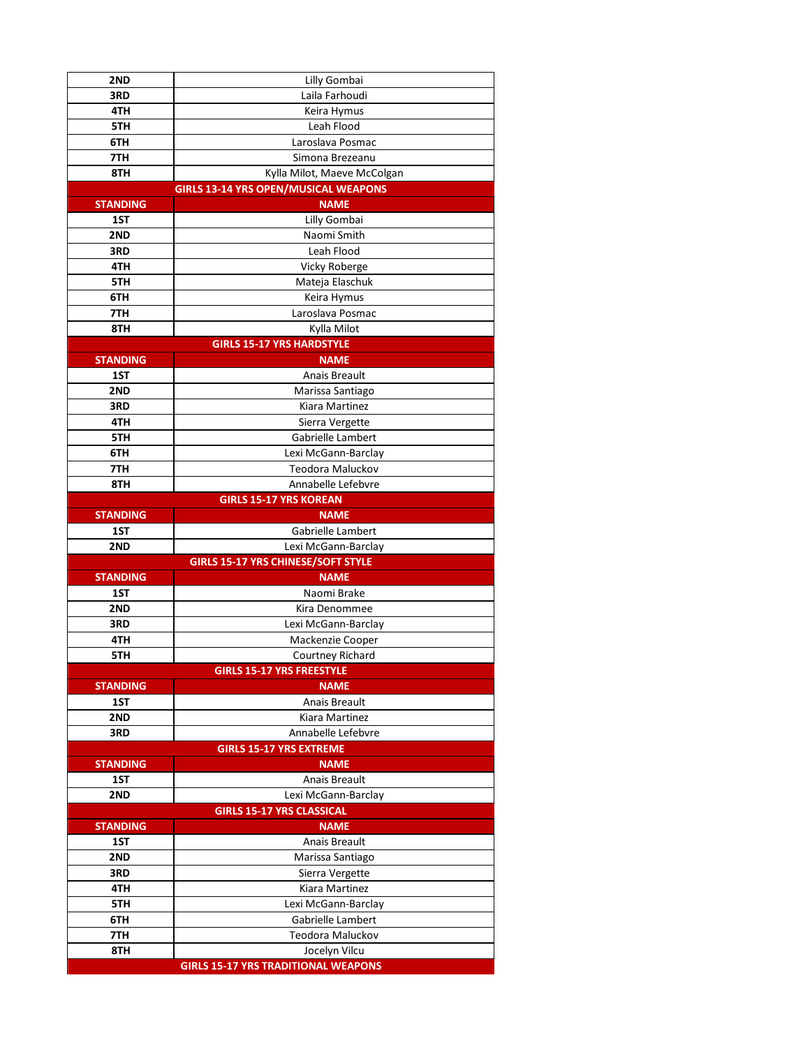| STANDING | NAME |
|---|---|
| 2ND | Lilly Gombai |
| 3RD | Laila Farhoudi |
| 4TH | Keira Hymus |
| 5TH | Leah Flood |
| 6TH | Laroslava Posmac |
| 7TH | Simona Brezeanu |
| 8TH | Kylla Milot, Maeve McColgan |

## GIRLS 13-14 YRS OPEN/MUSICAL WEAPONS

| STANDING | NAME |
|---|---|
| 1ST | Lilly Gombai |
| 2ND | Naomi Smith |
| 3RD | Leah Flood |
| 4TH | Vicky Roberge |
| 5TH | Mateja Elaschuk |
| 6TH | Keira Hymus |
| 7TH | Laroslava Posmac |
| 8TH | Kylla Milot |

## GIRLS 15-17 YRS HARDSTYLE

| STANDING | NAME |
|---|---|
| 1ST | Anais Breault |
| 2ND | Marissa Santiago |
| 3RD | Kiara Martinez |
| 4TH | Sierra Vergette |
| 5TH | Gabrielle Lambert |
| 6TH | Lexi McGann-Barclay |
| 7TH | Teodora Maluckov |
| 8TH | Annabelle Lefebvre |

## GIRLS 15-17 YRS KOREAN

| STANDING | NAME |
|---|---|
| 1ST | Gabrielle Lambert |
| 2ND | Lexi McGann-Barclay |

## GIRLS 15-17 YRS CHINESE/SOFT STYLE

| STANDING | NAME |
|---|---|
| 1ST | Naomi Brake |
| 2ND | Kira Denommee |
| 3RD | Lexi McGann-Barclay |
| 4TH | Mackenzie Cooper |
| 5TH | Courtney Richard |

## GIRLS 15-17 YRS FREESTYLE

| STANDING | NAME |
|---|---|
| 1ST | Anais Breault |
| 2ND | Kiara Martinez |
| 3RD | Annabelle Lefebvre |

## GIRLS 15-17 YRS EXTREME

| STANDING | NAME |
|---|---|
| 1ST | Anais Breault |
| 2ND | Lexi McGann-Barclay |

## GIRLS 15-17 YRS CLASSICAL

| STANDING | NAME |
|---|---|
| 1ST | Anais Breault |
| 2ND | Marissa Santiago |
| 3RD | Sierra Vergette |
| 4TH | Kiara Martinez |
| 5TH | Lexi McGann-Barclay |
| 6TH | Gabrielle Lambert |
| 7TH | Teodora Maluckov |
| 8TH | Jocelyn Vilcu |

## GIRLS 15-17 YRS TRADITIONAL WEAPONS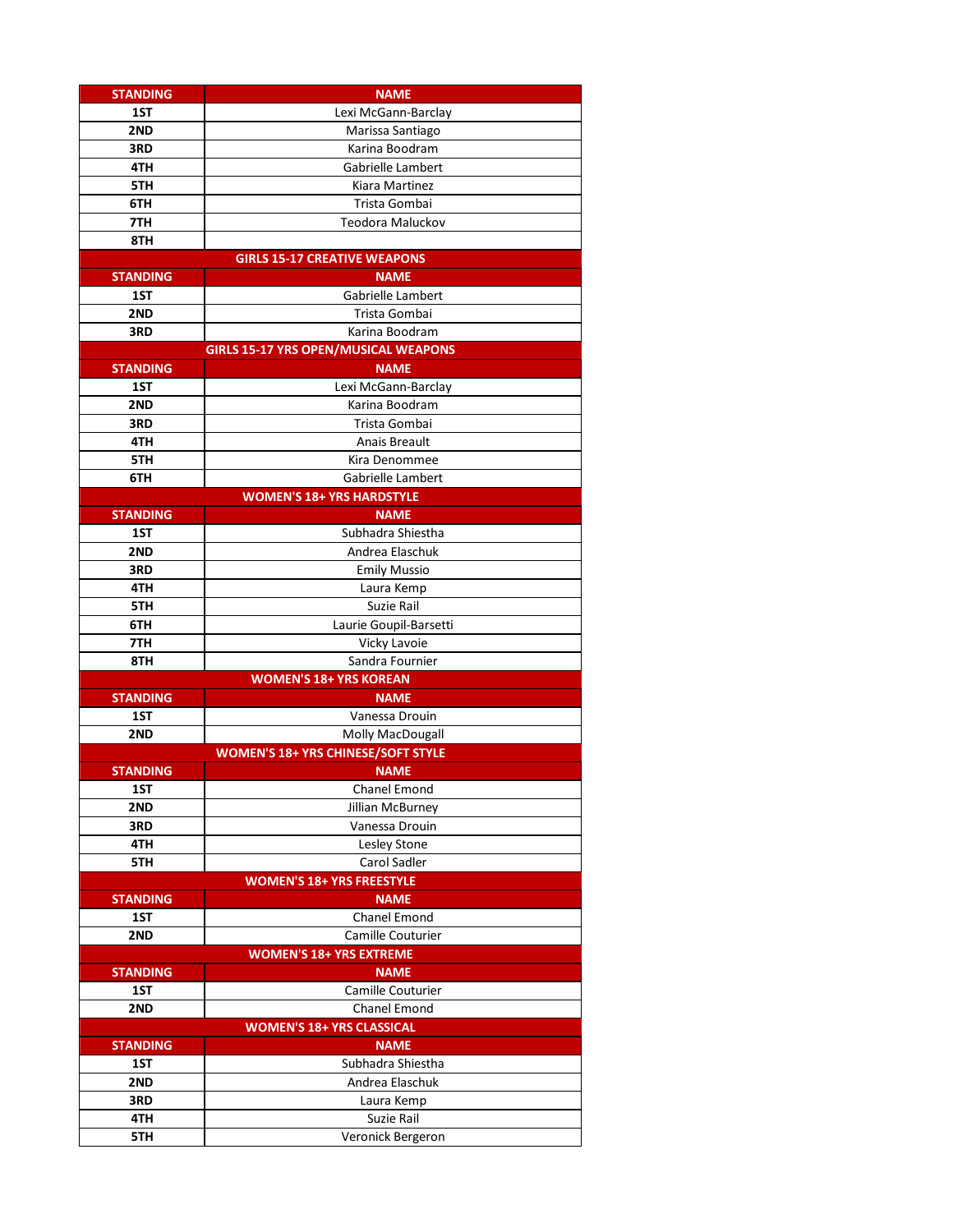| STANDING | NAME |
|---|---|
| 1ST | Lexi McGann-Barclay |
| 2ND | Marissa Santiago |
| 3RD | Karina Boodram |
| 4TH | Gabrielle Lambert |
| 5TH | Kiara Martinez |
| 6TH | Trista Gombai |
| 7TH | Teodora Maluckov |
| 8TH | |

**GIRLS 15-17 CREATIVE WEAPONS**

| STANDING | NAME |
|---|---|
| 1ST | Gabrielle Lambert |
| 2ND | Trista Gombai |
| 3RD | Karina Boodram |

**GIRLS 15-17 YRS OPEN/MUSICAL WEAPONS**

| STANDING | NAME |
|---|---|
| 1ST | Lexi McGann-Barclay |
| 2ND | Karina Boodram |
| 3RD | Trista Gombai |
| 4TH | Anais Breault |
| 5TH | Kira Denommee |
| 6TH | Gabrielle Lambert |

**WOMEN'S 18+ YRS HARDSTYLE**

| STANDING | NAME |
|---|---|
| 1ST | Subhadra Shiestha |
| 2ND | Andrea Elaschuk |
| 3RD | Emily Mussio |
| 4TH | Laura Kemp |
| 5TH | Suzie Rail |
| 6TH | Laurie Goupil-Barsetti |
| 7TH | Vicky Lavoie |
| 8TH | Sandra Fournier |

**WOMEN'S 18+ YRS KOREAN**

| STANDING | NAME |
|---|---|
| 1ST | Vanessa Drouin |
| 2ND | Molly MacDougall |

**WOMEN'S 18+ YRS CHINESE/SOFT STYLE**

| STANDING | NAME |
|---|---|
| 1ST | Chanel Emond |
| 2ND | Jillian McBurney |
| 3RD | Vanessa Drouin |
| 4TH | Lesley Stone |
| 5TH | Carol Sadler |

**WOMEN'S 18+ YRS FREESTYLE**

| STANDING | NAME |
|---|---|
| 1ST | Chanel Emond |
| 2ND | Camille Couturier |

**WOMEN'S 18+ YRS EXTREME**

| STANDING | NAME |
|---|---|
| 1ST | Camille Couturier |
| 2ND | Chanel Emond |

**WOMEN'S 18+ YRS CLASSICAL**

| STANDING | NAME |
|---|---|
| 1ST | Subhadra Shiestha |
| 2ND | Andrea Elaschuk |
| 3RD | Laura Kemp |
| 4TH | Suzie Rail |
| 5TH | Veronick Bergeron |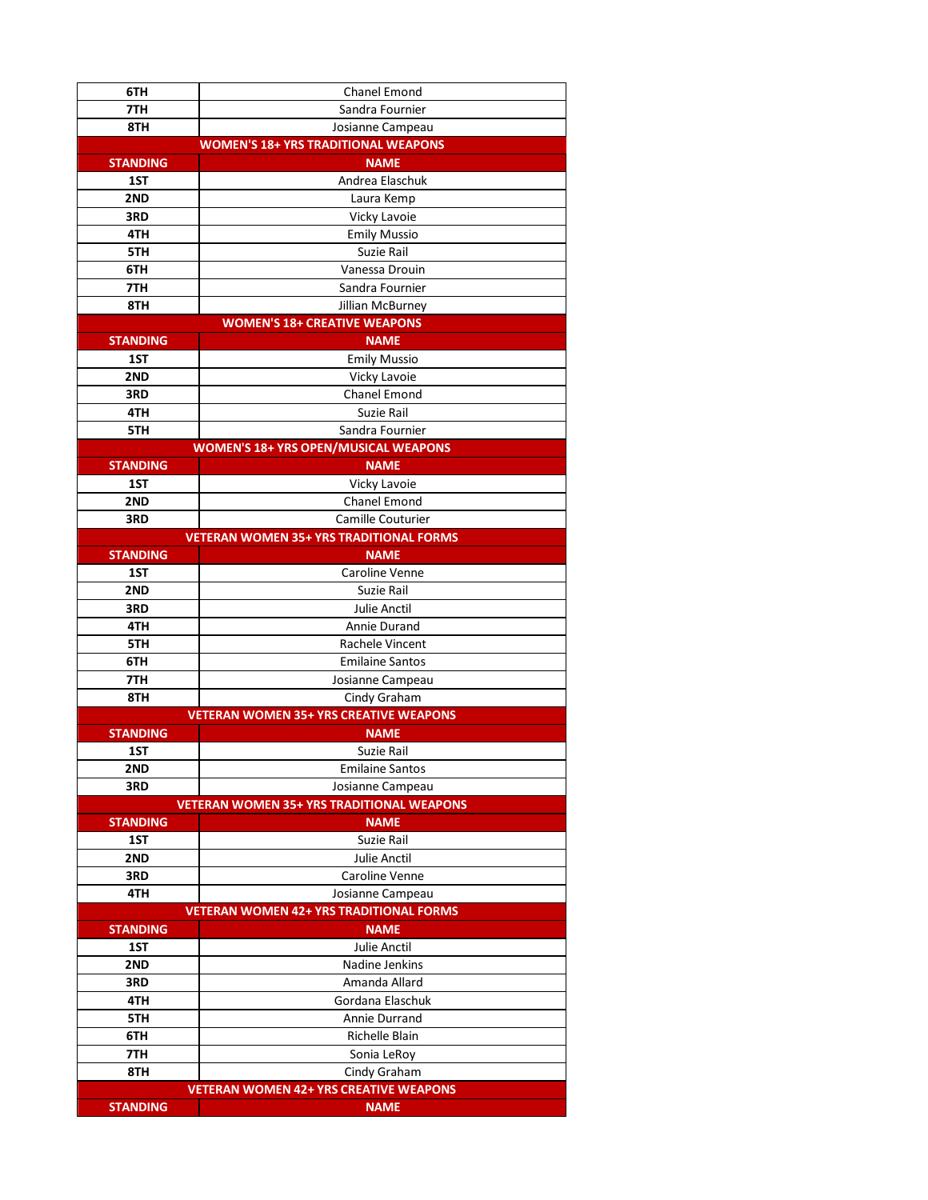| | |
|---|---|
| 6TH | Chanel Emond |
| 7TH | Sandra Fournier |
| 8TH | Josianne Campeau |

**WOMEN'S 18+ YRS TRADITIONAL WEAPONS**

| STANDING | NAME |
|---|---|
| 1ST | Andrea Elaschuk |
| 2ND | Laura Kemp |
| 3RD | Vicky Lavoie |
| 4TH | Emily Mussio |
| 5TH | Suzie Rail |
| 6TH | Vanessa Drouin |
| 7TH | Sandra Fournier |
| 8TH | Jillian McBurney |

**WOMEN'S 18+ CREATIVE WEAPONS**

| STANDING | NAME |
|---|---|
| 1ST | Emily Mussio |
| 2ND | Vicky Lavoie |
| 3RD | Chanel Emond |
| 4TH | Suzie Rail |
| 5TH | Sandra Fournier |

**WOMEN'S 18+ YRS OPEN/MUSICAL WEAPONS**

| STANDING | NAME |
|---|---|
| 1ST | Vicky Lavoie |
| 2ND | Chanel Emond |
| 3RD | Camille Couturier |

**VETERAN WOMEN 35+ YRS TRADITIONAL FORMS**

| STANDING | NAME |
|---|---|
| 1ST | Caroline Venne |
| 2ND | Suzie Rail |
| 3RD | Julie Anctil |
| 4TH | Annie Durand |
| 5TH | Rachele Vincent |
| 6TH | Emilaine Santos |
| 7TH | Josianne Campeau |
| 8TH | Cindy Graham |

**VETERAN WOMEN 35+ YRS CREATIVE WEAPONS**

| STANDING | NAME |
|---|---|
| 1ST | Suzie Rail |
| 2ND | Emilaine Santos |
| 3RD | Josianne Campeau |

**VETERAN WOMEN 35+ YRS TRADITIONAL WEAPONS**

| STANDING | NAME |
|---|---|
| 1ST | Suzie Rail |
| 2ND | Julie Anctil |
| 3RD | Caroline Venne |
| 4TH | Josianne Campeau |

**VETERAN WOMEN 42+ YRS TRADITIONAL FORMS**

| STANDING | NAME |
|---|---|
| 1ST | Julie Anctil |
| 2ND | Nadine Jenkins |
| 3RD | Amanda Allard |
| 4TH | Gordana Elaschuk |
| 5TH | Annie Durrand |
| 6TH | Richelle Blain |
| 7TH | Sonia LeRoy |
| 8TH | Cindy Graham |

**VETERAN WOMEN 42+ YRS CREATIVE WEAPONS**

| STANDING | NAME |
|---|---|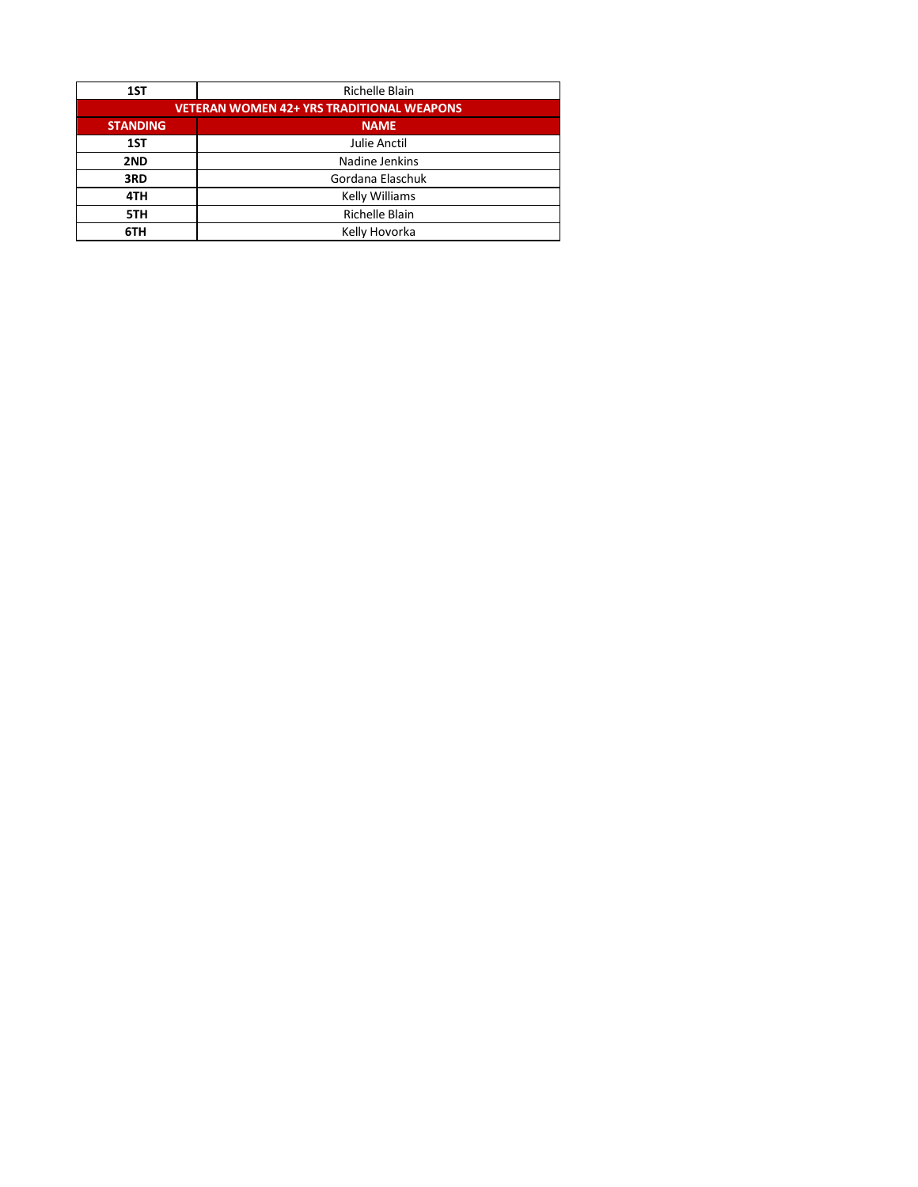| | |
|---|---|
| 1ST | Richelle Blain |

| VETERAN WOMEN 42+ YRS TRADITIONAL WEAPONS | |
|---|---|
| STANDING | NAME |
| 1ST | Julie Anctil |
| 2ND | Nadine Jenkins |
| 3RD | Gordana Elaschuk |
| 4TH | Kelly Williams |
| 5TH | Richelle Blain |
| 6TH | Kelly Hovorka |